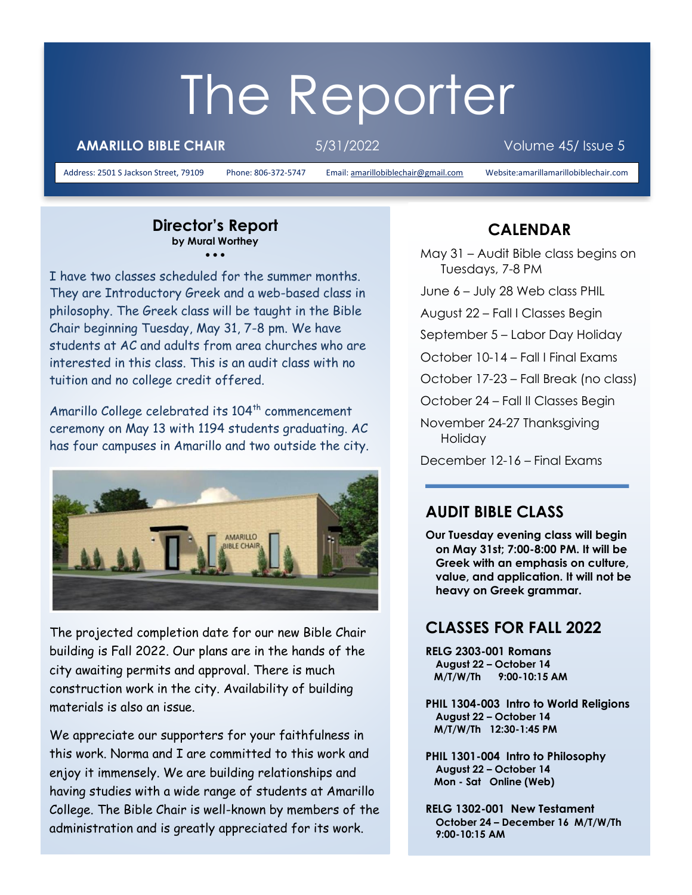# The Reporter

**AMARILLO BIBLE CHAIR** 5/31/2022 Volume 45/ Issue 5

Address: 2501 S Jackson Street, 79109 Phone: 806-372-5747 Email: amarillobiblechair@gmail.com Website:amarillamarillobiblechair.com

## Director's Report

**by Mural Worthey**

I have two classes scheduled for the summer months. They are Introductory Greek and a web-based class in philosophy. The Greek class will be taught in the Bible Chair beginning Tuesday, May 31, 7-8 pm. We have students at AC and adults from area churches who are interested in this class. This is an audit class with no tuition and no college credit offered.

Amarillo College celebrated its 104th commencement ceremony on May 13 with 1194 students graduating. AC has four campuses in Amarillo and two outside the city.

The projected completion date for our new Bible Chair building is Fall 2022. Our plans are in the hands of the city awaiting permits and approval. There is much construction work in the city. Availability of building materials is also an issue.

We appreciate our supporters for your faithfulness in this work. Norma and I are committed to this work and enjoy it immensely. We are building relationships and having studies with a wide range of students at Amarillo College. The Bible Chair is well-known by members of the administration and is greatly appreciated for its work.

## CALENDAR

May 31 – Audit Bible class begins on Tuesdays, 7-8 PM

June 6 – July 28 Web class PHIL

August 22 – Fall I Classes Begin

September 5 – Labor Day Holiday

October 10-14 – Fall I Final Exams

October 17-23 – Fall Break (no class)

October 24 – Fall II Classes Begin

November 24-27 Thanksgiving Holiday

December 12-16 – Final Exams

## AUDIT BIBLE CLASS

**Our Tuesday evening class will begin on May 31st; 7:00-8:00 PM. It will be Greek with an emphasis on culture, value, and application. It will not be heavy on Greek grammar.**

## CLASSES FOR FALL 2022

**RELG 2303-001 Romans**
**August 22 – October 14**
**M/T/W/Th 9:00-10:15 AM**

**PHIL 1304-003 Intro to World Religions**
**August 22 – October 14**
**M/T/W/Th 12:30-1:45 PM**

**PHIL 1301-004 Intro to Philosophy**
**August 22 – October 14**
**Mon - Sat Online (Web)**

**RELG 1302-001 New Testament**
**October 24 – December 16 M/T/W/Th**
**9:00-10:15 AM**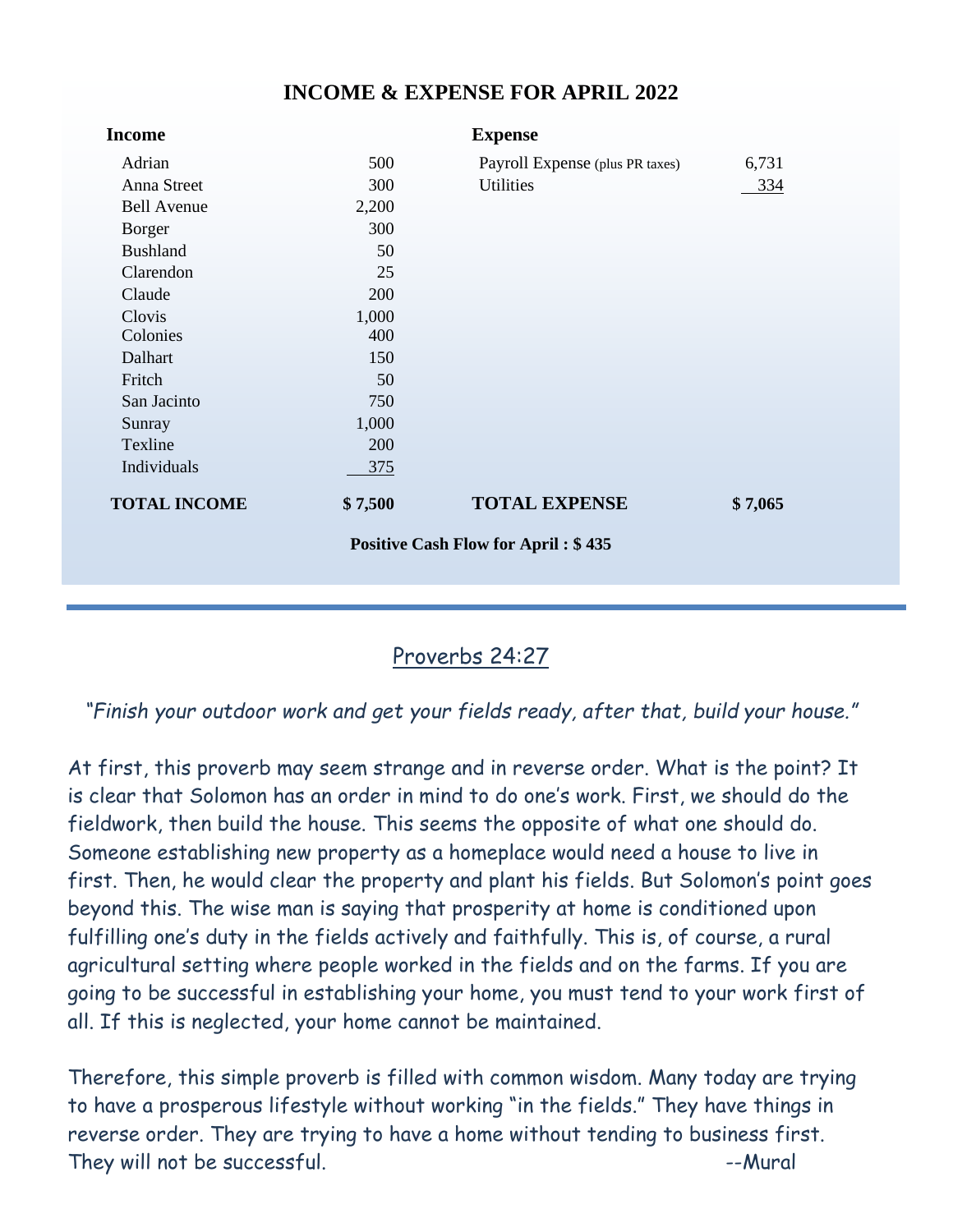## INCOME & EXPENSE FOR APRIL 2022

| Income | | Expense | |
|---|---|---|---|
| Adrian | 500 | Payroll Expense (plus PR taxes) | 6,731 |
| Anna Street | 300 | Utilities | 334 |
| Bell Avenue | 2,200 | | |
| Borger | 300 | | |
| Bushland | 50 | | |
| Clarendon | 25 | | |
| Claude | 200 | | |
| Clovis | 1,000 | | |
| Colonies | 400 | | |
| Dalhart | 150 | | |
| Fritch | 50 | | |
| San Jacinto | 750 | | |
| Sunray | 1,000 | | |
| Texline | 200 | | |
| Individuals | 375 | | |
| **TOTAL INCOME** | **$ 7,500** | **TOTAL EXPENSE** | **$ 7,065** |

**Positive Cash Flow for April : $ 435**

## Proverbs 24:27

*"Finish your outdoor work and get your fields ready, after that, build your house."*

At first, this proverb may seem strange and in reverse order. What is the point? It is clear that Solomon has an order in mind to do one's work. First, we should do the fieldwork, then build the house. This seems the opposite of what one should do. Someone establishing new property as a homeplace would need a house to live in first. Then, he would clear the property and plant his fields. But Solomon's point goes beyond this. The wise man is saying that prosperity at home is conditioned upon fulfilling one's duty in the fields actively and faithfully. This is, of course, a rural agricultural setting where people worked in the fields and on the farms. If you are going to be successful in establishing your home, you must tend to your work first of all. If this is neglected, your home cannot be maintained.

Therefore, this simple proverb is filled with common wisdom. Many today are trying to have a prosperous lifestyle without working "in the fields." They have things in reverse order. They are trying to have a home without tending to business first. They will not be successful. --Mural